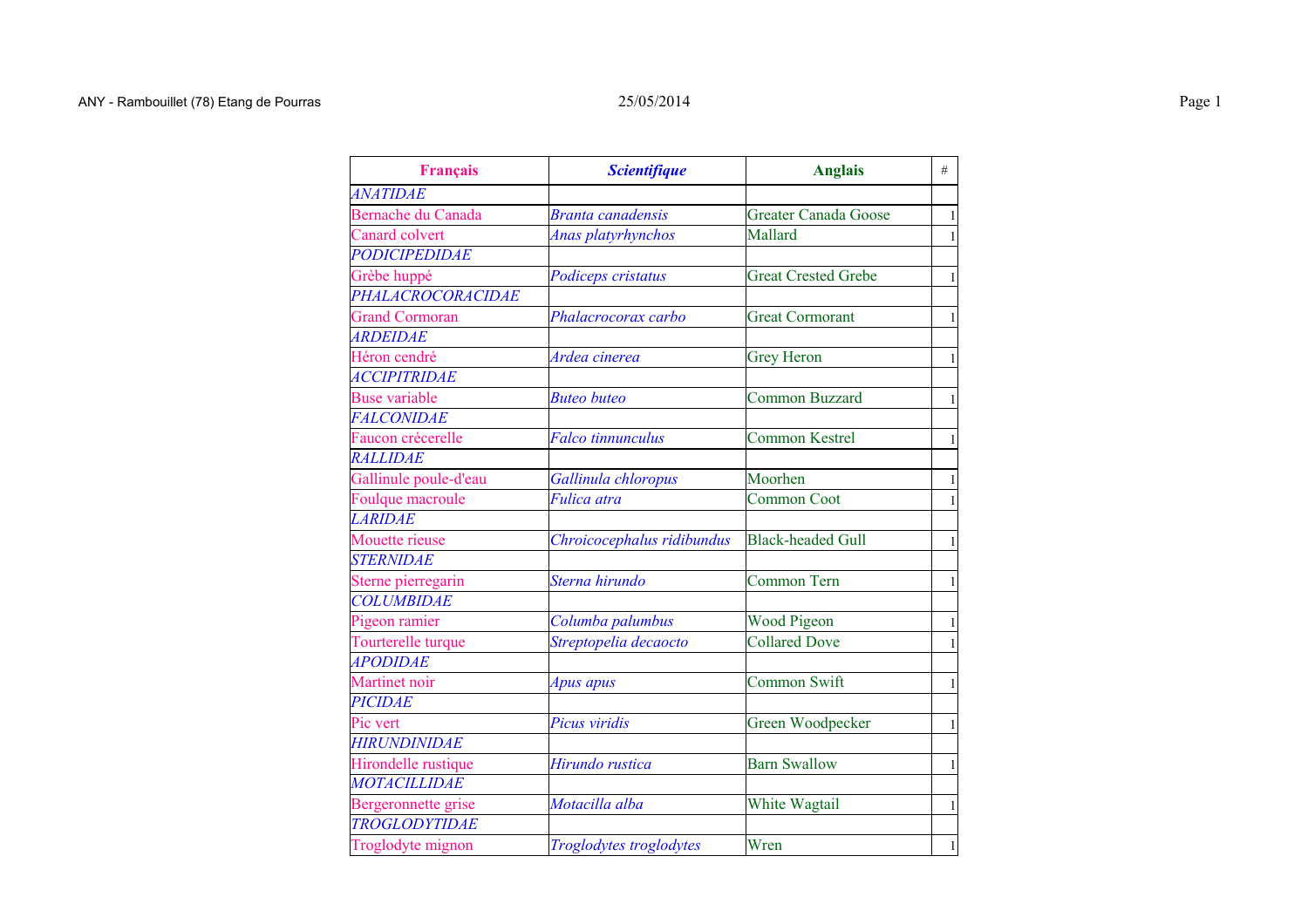ANY - Rambouillet (78) Etang de Pourras — 25/05/2014

| Français | *Scientifique* | Anglais | # |
|---|---|---|---|
| *ANATIDAE* | | | |
| Bernache du Canada | *Branta canadensis* | Greater Canada Goose | 1 |
| Canard colvert | *Anas platyrhynchos* | Mallard | 1 |
| *PODICIPEDIDAE* | | | |
| Grèbe huppé | *Podiceps cristatus* | Great Crested Grebe | 1 |
| *PHALACROCORACIDAE* | | | |
| Grand Cormoran | *Phalacrocorax carbo* | Great Cormorant | 1 |
| *ARDEIDAE* | | | |
| Héron cendré | *Ardea cinerea* | Grey Heron | 1 |
| *ACCIPITRIDAE* | | | |
| Buse variable | *Buteo buteo* | Common Buzzard | 1 |
| *FALCONIDAE* | | | |
| Faucon crécerelle | *Falco tinnunculus* | Common Kestrel | 1 |
| *RALLIDAE* | | | |
| Gallinule poule-d'eau | *Gallinula chloropus* | Moorhen | 1 |
| Foulque macroule | *Fulica atra* | Common Coot | 1 |
| *LARIDAE* | | | |
| Mouette rieuse | *Chroicocephalus ridibundus* | Black-headed Gull | 1 |
| *STERNIDAE* | | | |
| Sterne pierregarin | *Sterna hirundo* | Common Tern | 1 |
| *COLUMBIDAE* | | | |
| Pigeon ramier | *Columba palumbus* | Wood Pigeon | 1 |
| Tourterelle turque | *Streptopelia decaocto* | Collared Dove | 1 |
| *APODIDAE* | | | |
| Martinet noir | *Apus apus* | Common Swift | 1 |
| *PICIDAE* | | | |
| Pic vert | *Picus viridis* | Green Woodpecker | 1 |
| *HIRUNDINIDAE* | | | |
| Hirondelle rustique | *Hirundo rustica* | Barn Swallow | 1 |
| *MOTACILLIDAE* | | | |
| Bergeronnette grise | *Motacilla alba* | White Wagtail | 1 |
| *TROGLODYTIDAE* | | | |
| Troglodyte mignon | *Troglodytes troglodytes* | Wren | 1 |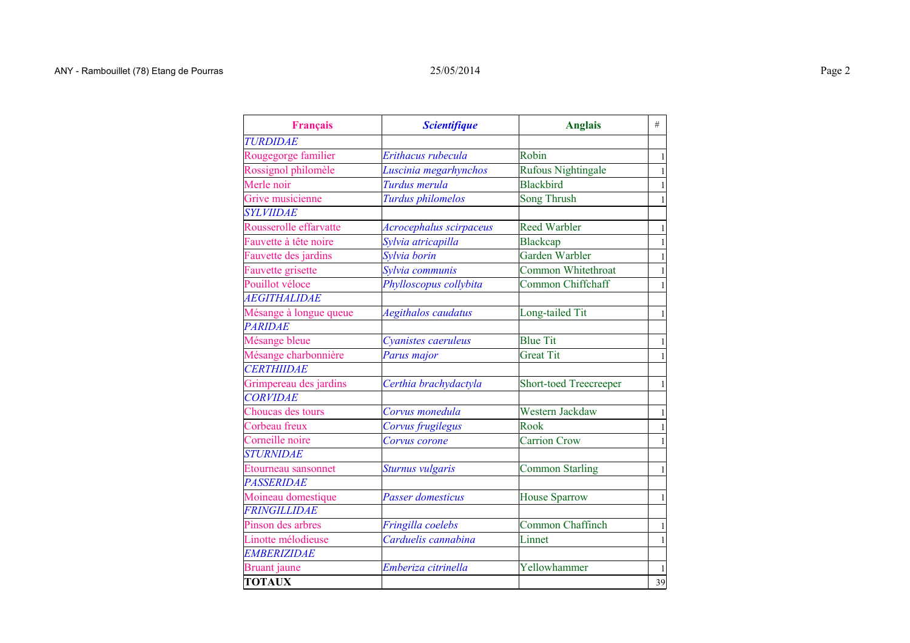| Français | *Scientifique* | Anglais | # |
|---|---|---|---|
| *TURDIDAE* | | | |
| Rougegorge familier | *Erithacus rubecula* | Robin | 1 |
| Rossignol philomèle | *Luscinia megarhynchos* | Rufous Nightingale | 1 |
| Merle noir | *Turdus merula* | Blackbird | 1 |
| Grive musicienne | *Turdus philomelos* | Song Thrush | 1 |
| *SYLVIIDAE* | | | |
| Rousserolle effarvatte | *Acrocephalus scirpaceus* | Reed Warbler | 1 |
| Fauvette à tête noire | *Sylvia atricapilla* | Blackcap | 1 |
| Fauvette des jardins | *Sylvia borin* | Garden Warbler | 1 |
| Fauvette grisette | *Sylvia communis* | Common Whitethroat | 1 |
| Pouillot véloce | *Phylloscopus collybita* | Common Chiffchaff | 1 |
| *AEGITHALIDAE* | | | |
| Mésange à longue queue | *Aegithalos caudatus* | Long-tailed Tit | 1 |
| *PARIDAE* | | | |
| Mésange bleue | *Cyanistes caeruleus* | Blue Tit | 1 |
| Mésange charbonnière | *Parus major* | Great Tit | 1 |
| *CERTHIIDAE* | | | |
| Grimpereau des jardins | *Certhia brachydactyla* | Short-toed Treecreeper | 1 |
| *CORVIDAE* | | | |
| Choucas des tours | *Corvus monedula* | Western Jackdaw | 1 |
| Corbeau freux | *Corvus frugilegus* | Rook | 1 |
| Corneille noire | *Corvus corone* | Carrion Crow | 1 |
| *STURNIDAE* | | | |
| Etourneau sansonnet | *Sturnus vulgaris* | Common Starling | 1 |
| *PASSERIDAE* | | | |
| Moineau domestique | *Passer domesticus* | House Sparrow | 1 |
| *FRINGILLIDAE* | | | |
| Pinson des arbres | *Fringilla coelebs* | Common Chaffinch | 1 |
| Linotte mélodieuse | *Carduelis cannabina* | Linnet | 1 |
| *EMBERIZIDAE* | | | |
| Bruant jaune | *Emberiza citrinella* | Yellowhammer | 1 |
| **TOTAUX** | | | 39 |